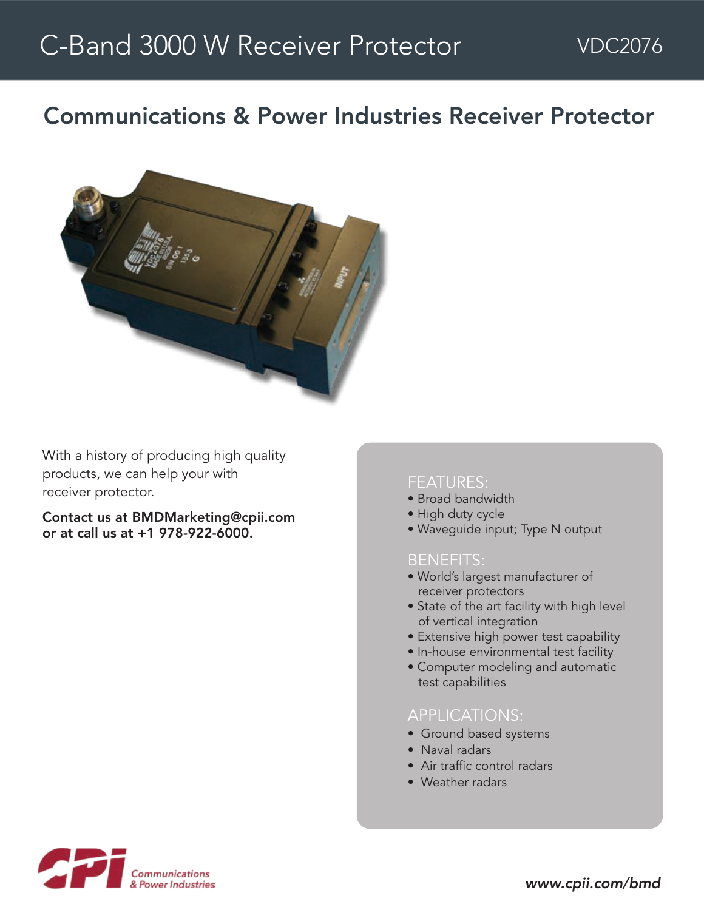# C-Band 3000 W Receiver Protector

VDC2076

## Communications & Power Industries Receiver Protector

With a history of producing high quality products, we can help your with receiver protector.

**Contact us at BMDMarketing@cpii.com or at call us at +1 978-922-6000.**

### FEATURES:

- Broad bandwidth
- High duty cycle
- Waveguide input; Type N output

### BENEFITS:

- World's largest manufacturer of receiver protectors
- State of the art facility with high level of vertical integration
- Extensive high power test capability
- In-house environmental test facility
- Computer modeling and automatic test capabilities

### APPLICATIONS:

- Ground based systems
- Naval radars
- Air traffic control radars
- Weather radars

Communications & Power Industries

*www.cpii.com/bmd*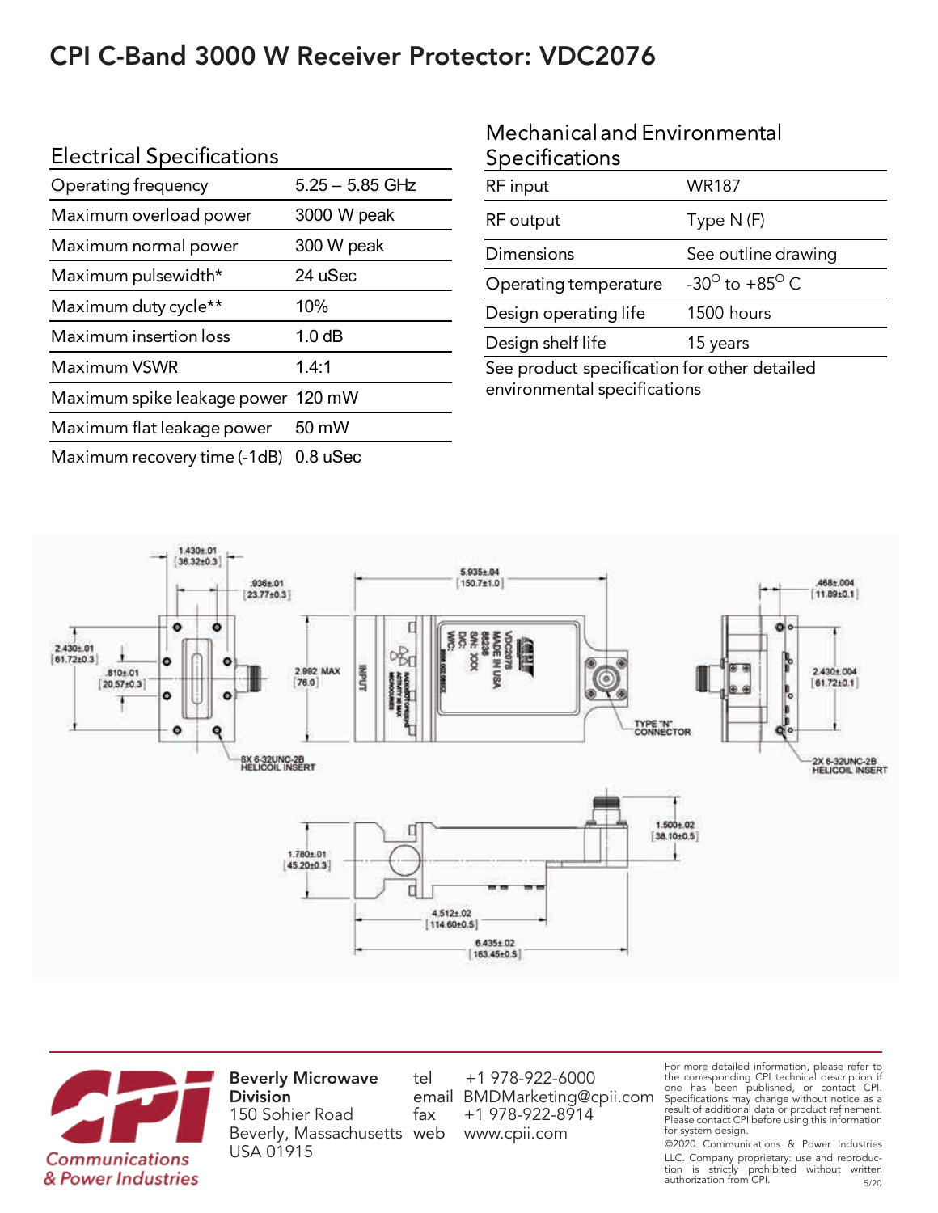# CPI C-Band 3000 W Receiver Protector: VDC2076

## Electrical Specifications

| | |
|---|---|
| Operating frequency | 5.25 – 5.85 GHz |
| Maximum overload power | 3000 W peak |
| Maximum normal power | 300 W peak |
| Maximum pulsewidth* | 24 uSec |
| Maximum duty cycle** | 10% |
| Maximum insertion loss | 1.0 dB |
| Maximum VSWR | 1.4:1 |
| Maximum spike leakage power | 120 mW |
| Maximum flat leakage power | 50 mW |
| Maximum recovery time (-1dB) | 0.8 uSec |

## Mechanical and Environmental Specifications

| | |
|---|---|
| RF input | WR187 |
| RF output | Type N (F) |
| Dimensions | See outline drawing |
| Operating temperature | -30$^{O}$ to +85$^{O}$ C |
| Design operating life | 1500 hours |
| Design shelf life | 15 years |

See product specification for other detailed environmental specifications

1.430±.01 [36.32±0.3]
.936±.01 [23.77±0.3]
2.430±.01 [61.72±0.3]
.810±.01 [20.57±0.3]
8X 6-32UNC-2B HELICOIL INSERT
5.935±.04 [150.7±1.0]
2.992 MAX [76.0]
INPUT
TYPE "N" CONNECTOR
.468±.004 [11.89±0.1]
2.430±.004 [61.72±0.1]
2X 6-32UNC-2B HELICOIL INSERT
1.780±.01 [45.20±0.3]
1.500±.02 [38.10±0.5]
4.512±.02 [114.60±0.5]
6.435±.02 [163.45±0.5]

**Beverly Microwave Division**
150 Sohier Road
Beverly, Massachusetts
USA 01915

tel +1 978-922-6000
email BMDMarketing@cpii.com
fax +1 978-922-8914
web www.cpii.com

For more detailed information, please refer to the corresponding CPI technical description if one has been published, or contact CPI. Specifications may change without notice as a result of additional data or product refinement. Please contact CPI before using this information for system design.

©2020 Communications & Power Industries LLC. Company proprietary: use and reproduction is strictly prohibited without written authorization from CPI.

5/20